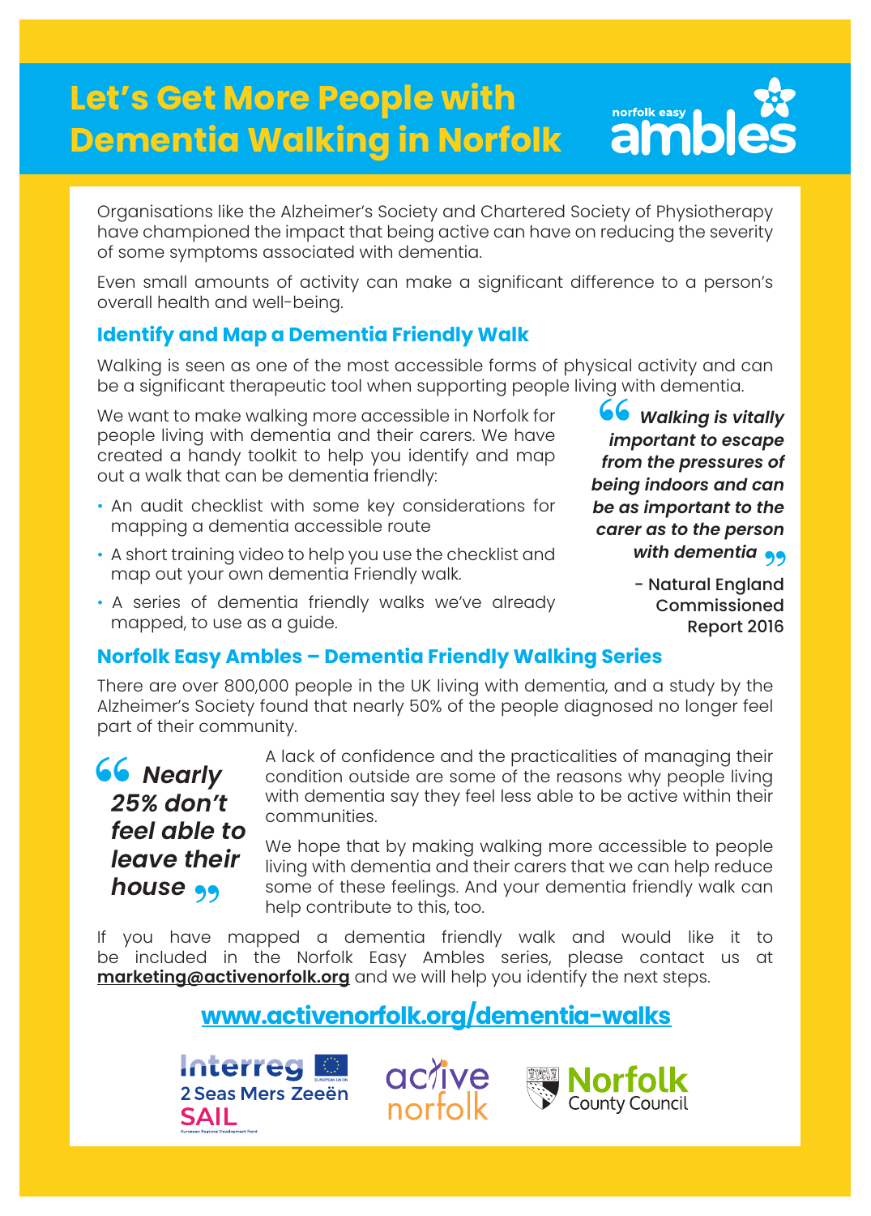# Let's Get More People with Dementia Walking in Norfolk

norfolk easy ambles

Organisations like the Alzheimer's Society and Chartered Society of Physiotherapy have championed the impact that being active can have on reducing the severity of some symptoms associated with dementia.

Even small amounts of activity can make a significant difference to a person's overall health and well-being.

## Identify and Map a Dementia Friendly Walk

Walking is seen as one of the most accessible forms of physical activity and can be a significant therapeutic tool when supporting people living with dementia.

We want to make walking more accessible in Norfolk for people living with dementia and their carers. We have created a handy toolkit to help you identify and map out a walk that can be dementia friendly:

- An audit checklist with some key considerations for mapping a dementia accessible route
- A short training video to help you use the checklist and map out your own dementia Friendly walk.
- A series of dementia friendly walks we've already mapped, to use as a guide.

> ***"Walking is vitally important to escape from the pressures of being indoors and can be as important to the carer as to the person with dementia"***
>
> \- Natural England Commissioned Report 2016

## Norfolk Easy Ambles – Dementia Friendly Walking Series

There are over 800,000 people in the UK living with dementia, and a study by the Alzheimer's Society found that nearly 50% of the people diagnosed no longer feel part of their community.

> ***"Nearly 25% don't feel able to leave their house"***

A lack of confidence and the practicalities of managing their condition outside are some of the reasons why people living with dementia say they feel less able to be active within their communities.

We hope that by making walking more accessible to people living with dementia and their carers that we can help reduce some of these feelings. And your dementia friendly walk can help contribute to this, too.

If you have mapped a dementia friendly walk and would like it to be included in the Norfolk Easy Ambles series, please contact us at **marketing@activenorfolk.org** and we will help you identify the next steps.

**www.activenorfolk.org/dementia-walks**

Interreg 2 Seas Mers Zeeën SAIL European Regional Development Fund | active norfolk | Norfolk County Council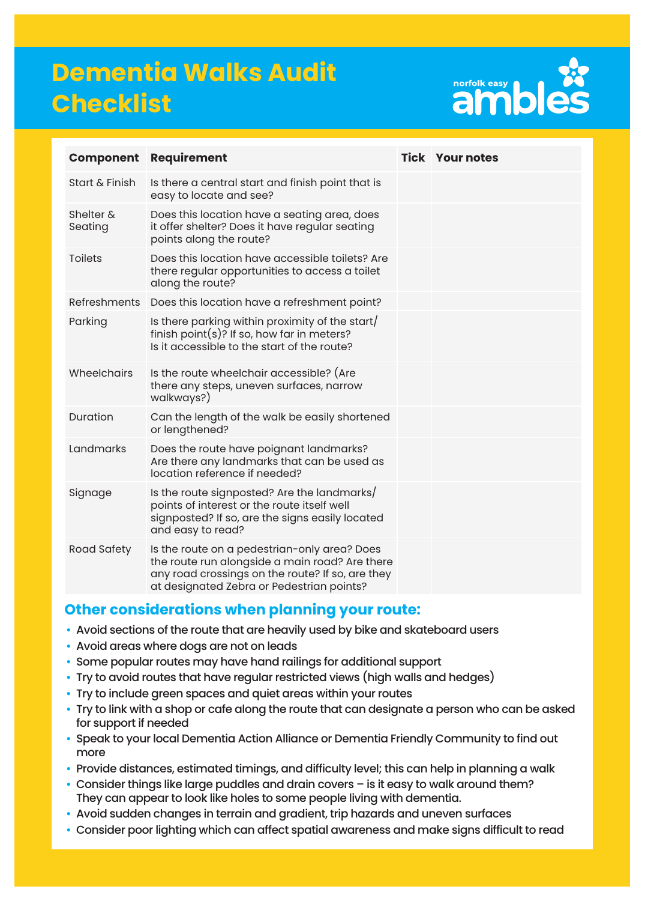# Dementia Walks Audit Checklist

norfolk easy ambles

| Component | Requirement | Tick | Your notes |
| --- | --- | --- | --- |
| Start & Finish | Is there a central start and finish point that is easy to locate and see? | | |
| Shelter & Seating | Does this location have a seating area, does it offer shelter? Does it have regular seating points along the route? | | |
| Toilets | Does this location have accessible toilets? Are there regular opportunities to access a toilet along the route? | | |
| Refreshments | Does this location have a refreshment point? | | |
| Parking | Is there parking within proximity of the start/ finish point(s)? If so, how far in meters? Is it accessible to the start of the route? | | |
| Wheelchairs | Is the route wheelchair accessible? (Are there any steps, uneven surfaces, narrow walkways?) | | |
| Duration | Can the length of the walk be easily shortened or lengthened? | | |
| Landmarks | Does the route have poignant landmarks? Are there any landmarks that can be used as location reference if needed? | | |
| Signage | Is the route signposted? Are the landmarks/ points of interest or the route itself well signposted? If so, are the signs easily located and easy to read? | | |
| Road Safety | Is the route on a pedestrian-only area? Does the route run alongside a main road? Are there any road crossings on the route? If so, are they at designated Zebra or Pedestrian points? | | |

## Other considerations when planning your route:

- Avoid sections of the route that are heavily used by bike and skateboard users
- Avoid areas where dogs are not on leads
- Some popular routes may have hand railings for additional support
- Try to avoid routes that have regular restricted views (high walls and hedges)
- Try to include green spaces and quiet areas within your routes
- Try to link with a shop or cafe along the route that can designate a person who can be asked for support if needed
- Speak to your local Dementia Action Alliance or Dementia Friendly Community to find out more
- Provide distances, estimated timings, and difficulty level; this can help in planning a walk
- Consider things like large puddles and drain covers – is it easy to walk around them? They can appear to look like holes to some people living with dementia.
- Avoid sudden changes in terrain and gradient, trip hazards and uneven surfaces
- Consider poor lighting which can affect spatial awareness and make signs difficult to read